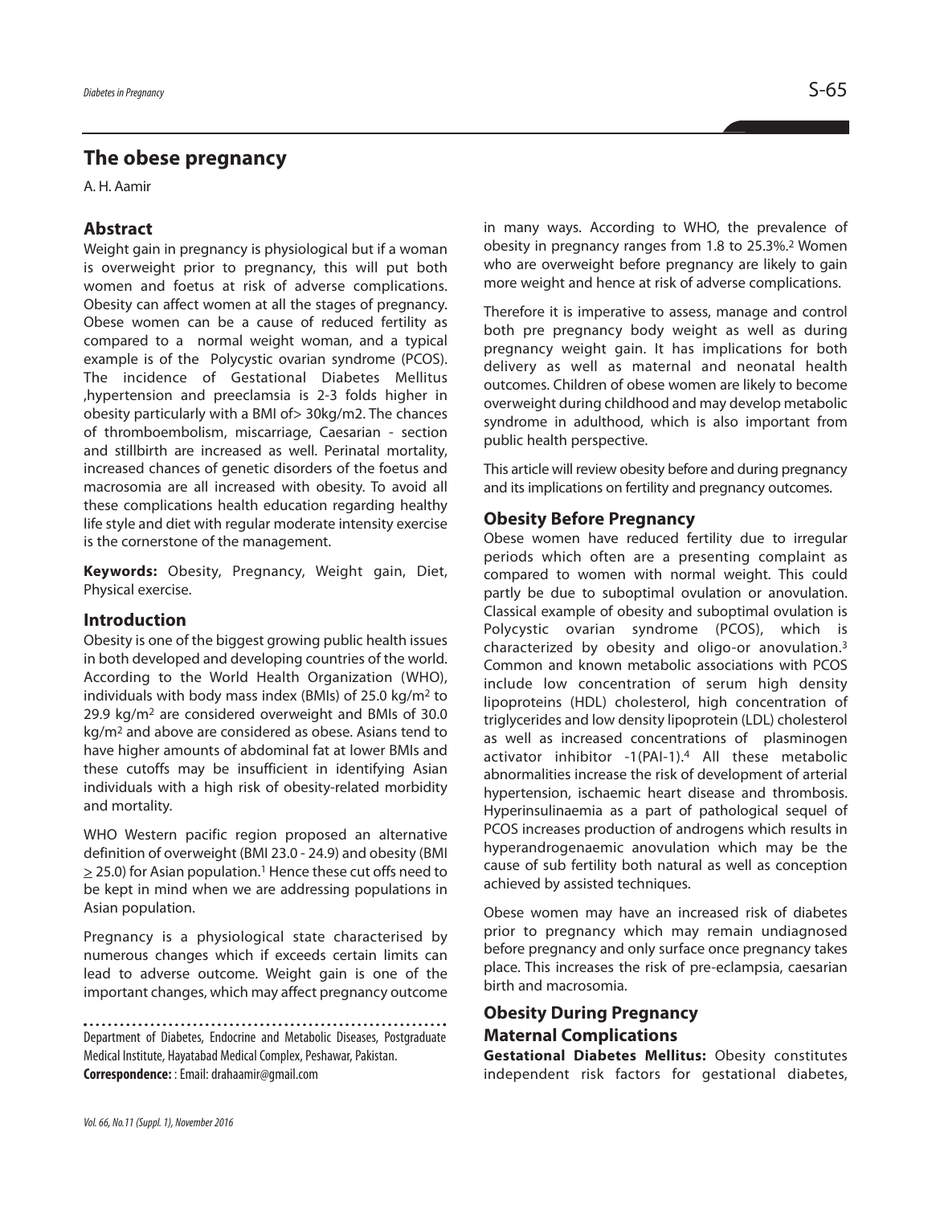# The obese pregnancy

A. H. Aamir

## Abstract

Weight gain in pregnancy is physiological but if a woman is overweight prior to pregnancy, this will put both women and foetus at risk of adverse complications. Obesity can affect women at all the stages of pregnancy. Obese women can be a cause of reduced fertility as compared to a normal weight woman, and a typical example is of the Polycystic ovarian syndrome (PCOS). The incidence of Gestational Diabetes Mellitus ,hypertension and preeclamsia is 2-3 folds higher in obesity particularly with a BMI of> 30kg/m2. The chances of thromboembolism, miscarriage, Caesarian - section and stillbirth are increased as well. Perinatal mortality, increased chances of genetic disorders of the foetus and macrosomia are all increased with obesity. To avoid all these complications health education regarding healthy life style and diet with regular moderate intensity exercise is the cornerstone of the management.

**Keywords:** Obesity, Pregnancy, Weight gain, Diet, Physical exercise.

## Introduction

Obesity is one of the biggest growing public health issues in both developed and developing countries of the world. According to the World Health Organization (WHO), individuals with body mass index (BMIs) of 25.0 kg/m$^2$ to 29.9 kg/m$^2$ are considered overweight and BMIs of 30.0 kg/m$^2$ and above are considered as obese. Asians tend to have higher amounts of abdominal fat at lower BMIs and these cutoffs may be insufficient in identifying Asian individuals with a high risk of obesity-related morbidity and mortality.

WHO Western pacific region proposed an alternative definition of overweight (BMI 23.0 - 24.9) and obesity (BMI $\geq$ 25.0) for Asian population.[1] Hence these cut offs need to be kept in mind when we are addressing populations in Asian population.

Pregnancy is a physiological state characterised by numerous changes which if exceeds certain limits can lead to adverse outcome. Weight gain is one of the important changes, which may affect pregnancy outcome in many ways. According to WHO, the prevalence of obesity in pregnancy ranges from 1.8 to 25.3%.[2] Women who are overweight before pregnancy are likely to gain more weight and hence at risk of adverse complications.

Therefore it is imperative to assess, manage and control both pre pregnancy body weight as well as during pregnancy weight gain. It has implications for both delivery as well as maternal and neonatal health outcomes. Children of obese women are likely to become overweight during childhood and may develop metabolic syndrome in adulthood, which is also important from public health perspective.

This article will review obesity before and during pregnancy and its implications on fertility and pregnancy outcomes.

## Obesity Before Pregnancy

Obese women have reduced fertility due to irregular periods which often are a presenting complaint as compared to women with normal weight. This could partly be due to suboptimal ovulation or anovulation. Classical example of obesity and suboptimal ovulation is Polycystic ovarian syndrome (PCOS), which is characterized by obesity and oligo-or anovulation.[3] Common and known metabolic associations with PCOS include low concentration of serum high density lipoproteins (HDL) cholesterol, high concentration of triglycerides and low density lipoprotein (LDL) cholesterol as well as increased concentrations of plasminogen activator inhibitor -1(PAI-1).[4] All these metabolic abnormalities increase the risk of development of arterial hypertension, ischaemic heart disease and thrombosis. Hyperinsulinaemia as a part of pathological sequel of PCOS increases production of androgens which results in hyperandrogenaemic anovulation which may be the cause of sub fertility both natural as well as conception achieved by assisted techniques.

Obese women may have an increased risk of diabetes prior to pregnancy which may remain undiagnosed before pregnancy and only surface once pregnancy takes place. This increases the risk of pre-eclampsia, caesarian birth and macrosomia.

## Obesity During Pregnancy

### Maternal Complications

**Gestational Diabetes Mellitus:** Obesity constitutes independent risk factors for gestational diabetes,

Department of Diabetes, Endocrine and Metabolic Diseases, Postgraduate Medical Institute, Hayatabad Medical Complex, Peshawar, Pakistan.

**Correspondence:** : Email: drahaamir@gmail.com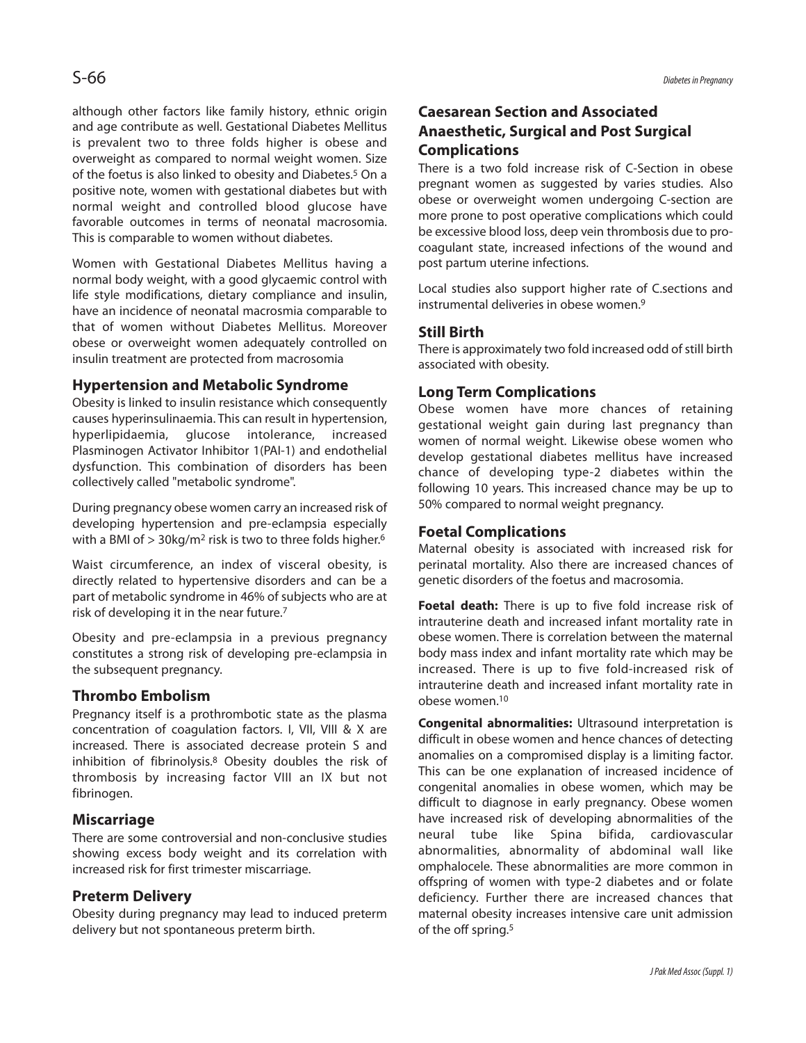although other factors like family history, ethnic origin and age contribute as well. Gestational Diabetes Mellitus is prevalent two to three folds higher is obese and overweight as compared to normal weight women. Size of the foetus is also linked to obesity and Diabetes.[5] On a positive note, women with gestational diabetes but with normal weight and controlled blood glucose have favorable outcomes in terms of neonatal macrosomia. This is comparable to women without diabetes.

Women with Gestational Diabetes Mellitus having a normal body weight, with a good glycaemic control with life style modifications, dietary compliance and insulin, have an incidence of neonatal macrosmia comparable to that of women without Diabetes Mellitus. Moreover obese or overweight women adequately controlled on insulin treatment are protected from macrosomia

## Hypertension and Metabolic Syndrome

Obesity is linked to insulin resistance which consequently causes hyperinsulinaemia. This can result in hypertension, hyperlipidaemia, glucose intolerance, increased Plasminogen Activator Inhibitor 1(PAI-1) and endothelial dysfunction. This combination of disorders has been collectively called "metabolic syndrome".

During pregnancy obese women carry an increased risk of developing hypertension and pre-eclampsia especially with a BMI of > 30kg/m$^2$ risk is two to three folds higher.[6]

Waist circumference, an index of visceral obesity, is directly related to hypertensive disorders and can be a part of metabolic syndrome in 46% of subjects who are at risk of developing it in the near future.[7]

Obesity and pre-eclampsia in a previous pregnancy constitutes a strong risk of developing pre-eclampsia in the subsequent pregnancy.

## Thrombo Embolism

Pregnancy itself is a prothrombotic state as the plasma concentration of coagulation factors. I, VII, VIII & X are increased. There is associated decrease protein S and inhibition of fibrinolysis.[8] Obesity doubles the risk of thrombosis by increasing factor VIII an IX but not fibrinogen.

## Miscarriage

There are some controversial and non-conclusive studies showing excess body weight and its correlation with increased risk for first trimester miscarriage.

## Preterm Delivery

Obesity during pregnancy may lead to induced preterm delivery but not spontaneous preterm birth.

## Caesarean Section and Associated Anaesthetic, Surgical and Post Surgical Complications

There is a two fold increase risk of C-Section in obese pregnant women as suggested by varies studies. Also obese or overweight women undergoing C-section are more prone to post operative complications which could be excessive blood loss, deep vein thrombosis due to procoagulant state, increased infections of the wound and post partum uterine infections.

Local studies also support higher rate of C.sections and instrumental deliveries in obese women.[9]

## Still Birth

There is approximately two fold increased odd of still birth associated with obesity.

## Long Term Complications

Obese women have more chances of retaining gestational weight gain during last pregnancy than women of normal weight. Likewise obese women who develop gestational diabetes mellitus have increased chance of developing type-2 diabetes within the following 10 years. This increased chance may be up to 50% compared to normal weight pregnancy.

## Foetal Complications

Maternal obesity is associated with increased risk for perinatal mortality. Also there are increased chances of genetic disorders of the foetus and macrosomia.

**Foetal death:** There is up to five fold increase risk of intrauterine death and increased infant mortality rate in obese women. There is correlation between the maternal body mass index and infant mortality rate which may be increased. There is up to five fold-increased risk of intrauterine death and increased infant mortality rate in obese women.[10]

**Congenital abnormalities:** Ultrasound interpretation is difficult in obese women and hence chances of detecting anomalies on a compromised display is a limiting factor. This can be one explanation of increased incidence of congenital anomalies in obese women, which may be difficult to diagnose in early pregnancy. Obese women have increased risk of developing abnormalities of the neural tube like Spina bifida, cardiovascular abnormalities, abnormality of abdominal wall like omphalocele. These abnormalities are more common in offspring of women with type-2 diabetes and or folate deficiency. Further there are increased chances that maternal obesity increases intensive care unit admission of the off spring.[5]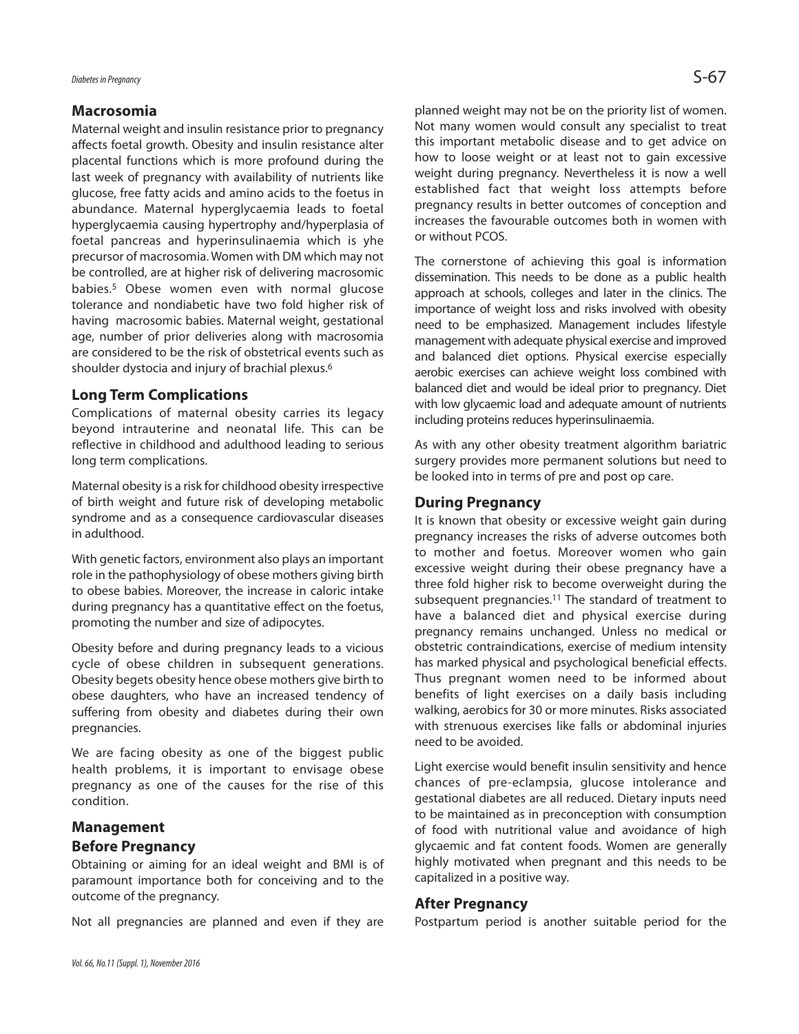## Macrosomia

Maternal weight and insulin resistance prior to pregnancy affects foetal growth. Obesity and insulin resistance alter placental functions which is more profound during the last week of pregnancy with availability of nutrients like glucose, free fatty acids and amino acids to the foetus in abundance. Maternal hyperglycaemia leads to foetal hyperglycaemia causing hypertrophy and/hyperplasia of foetal pancreas and hyperinsulinaemia which is yhe precursor of macrosomia. Women with DM which may not be controlled, are at higher risk of delivering macrosomic babies.[5] Obese women even with normal glucose tolerance and nondiabetic have two fold higher risk of having macrosomic babies. Maternal weight, gestational age, number of prior deliveries along with macrosomia are considered to be the risk of obstetrical events such as shoulder dystocia and injury of brachial plexus.[6]

## Long Term Complications

Complications of maternal obesity carries its legacy beyond intrauterine and neonatal life. This can be reflective in childhood and adulthood leading to serious long term complications.

Maternal obesity is a risk for childhood obesity irrespective of birth weight and future risk of developing metabolic syndrome and as a consequence cardiovascular diseases in adulthood.

With genetic factors, environment also plays an important role in the pathophysiology of obese mothers giving birth to obese babies. Moreover, the increase in caloric intake during pregnancy has a quantitative effect on the foetus, promoting the number and size of adipocytes.

Obesity before and during pregnancy leads to a vicious cycle of obese children in subsequent generations. Obesity begets obesity hence obese mothers give birth to obese daughters, who have an increased tendency of suffering from obesity and diabetes during their own pregnancies.

We are facing obesity as one of the biggest public health problems, it is important to envisage obese pregnancy as one of the causes for the rise of this condition.

## Management

### Before Pregnancy

Obtaining or aiming for an ideal weight and BMI is of paramount importance both for conceiving and to the outcome of the pregnancy.

Not all pregnancies are planned and even if they are planned weight may not be on the priority list of women. Not many women would consult any specialist to treat this important metabolic disease and to get advice on how to loose weight or at least not to gain excessive weight during pregnancy. Nevertheless it is now a well established fact that weight loss attempts before pregnancy results in better outcomes of conception and increases the favourable outcomes both in women with or without PCOS.

The cornerstone of achieving this goal is information dissemination. This needs to be done as a public health approach at schools, colleges and later in the clinics. The importance of weight loss and risks involved with obesity need to be emphasized. Management includes lifestyle management with adequate physical exercise and improved and balanced diet options. Physical exercise especially aerobic exercises can achieve weight loss combined with balanced diet and would be ideal prior to pregnancy. Diet with low glycaemic load and adequate amount of nutrients including proteins reduces hyperinsulinaemia.

As with any other obesity treatment algorithm bariatric surgery provides more permanent solutions but need to be looked into in terms of pre and post op care.

### During Pregnancy

It is known that obesity or excessive weight gain during pregnancy increases the risks of adverse outcomes both to mother and foetus. Moreover women who gain excessive weight during their obese pregnancy have a three fold higher risk to become overweight during the subsequent pregnancies.[11] The standard of treatment to have a balanced diet and physical exercise during pregnancy remains unchanged. Unless no medical or obstetric contraindications, exercise of medium intensity has marked physical and psychological beneficial effects. Thus pregnant women need to be informed about benefits of light exercises on a daily basis including walking, aerobics for 30 or more minutes. Risks associated with strenuous exercises like falls or abdominal injuries need to be avoided.

Light exercise would benefit insulin sensitivity and hence chances of pre-eclampsia, glucose intolerance and gestational diabetes are all reduced. Dietary inputs need to be maintained as in preconception with consumption of food with nutritional value and avoidance of high glycaemic and fat content foods. Women are generally highly motivated when pregnant and this needs to be capitalized in a positive way.

### After Pregnancy

Postpartum period is another suitable period for the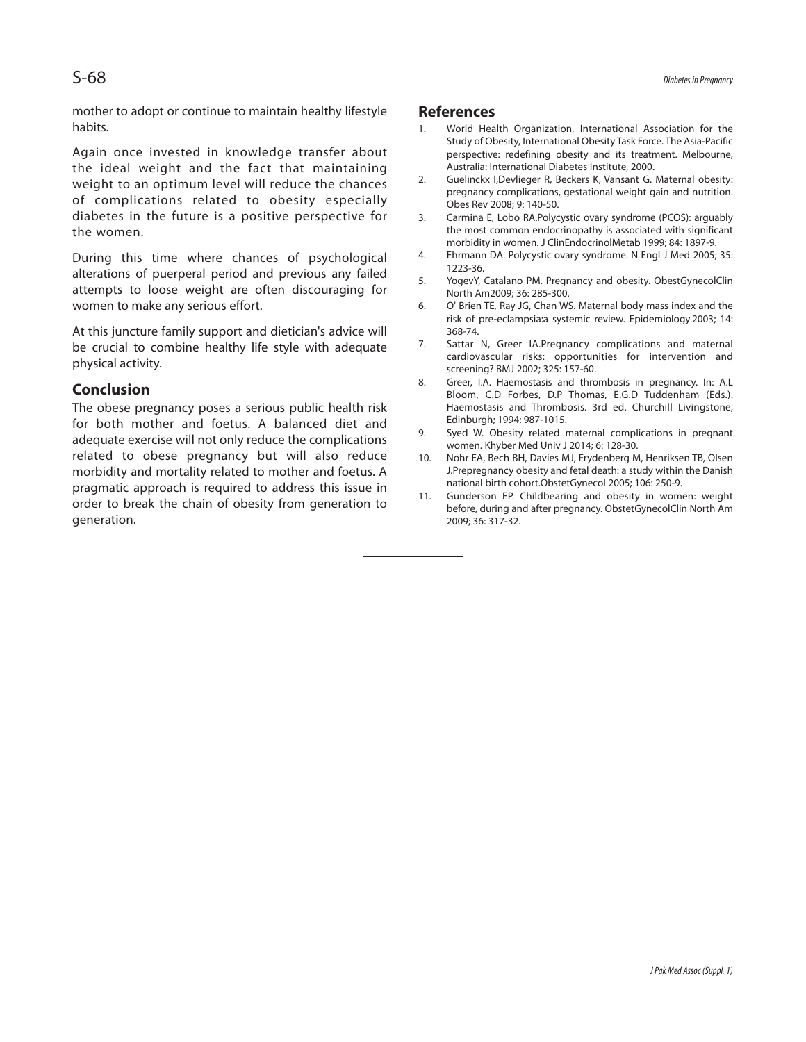mother to adopt or continue to maintain healthy lifestyle habits.

Again once invested in knowledge transfer about the ideal weight and the fact that maintaining weight to an optimum level will reduce the chances of complications related to obesity especially diabetes in the future is a positive perspective for the women.

During this time where chances of psychological alterations of puerperal period and previous any failed attempts to loose weight are often discouraging for women to make any serious effort.

At this juncture family support and dietician's advice will be crucial to combine healthy life style with adequate physical activity.

## Conclusion

The obese pregnancy poses a serious public health risk for both mother and foetus. A balanced diet and adequate exercise will not only reduce the complications related to obese pregnancy but will also reduce morbidity and mortality related to mother and foetus. A pragmatic approach is required to address this issue in order to break the chain of obesity from generation to generation.

## References

1. World Health Organization, International Association for the Study of Obesity, International Obesity Task Force. The Asia-Pacific perspective: redefining obesity and its treatment. Melbourne, Australia: International Diabetes Institute, 2000.
2. Guelinckx I,Devlieger R, Beckers K, Vansant G. Maternal obesity: pregnancy complications, gestational weight gain and nutrition. Obes Rev 2008; 9: 140-50.
3. Carmina E, Lobo RA.Polycystic ovary syndrome (PCOS): arguably the most common endocrinopathy is associated with significant morbidity in women. J ClinEndocrinolMetab 1999; 84: 1897-9.
4. Ehrmann DA. Polycystic ovary syndrome. N Engl J Med 2005; 35: 1223-36.
5. YogevY, Catalano PM. Pregnancy and obesity. ObestGynecolClin North Am2009; 36: 285-300.
6. O' Brien TE, Ray JG, Chan WS. Maternal body mass index and the risk of pre-eclampsia:a systemic review. Epidemiology.2003; 14: 368-74.
7. Sattar N, Greer IA.Pregnancy complications and maternal cardiovascular risks: opportunities for intervention and screening? BMJ 2002; 325: 157-60.
8. Greer, I.A. Haemostasis and thrombosis in pregnancy. In: A.L Bloom, C.D Forbes, D.P Thomas, E.G.D Tuddenham (Eds.). Haemostasis and Thrombosis. 3rd ed. Churchill Livingstone, Edinburgh; 1994: 987-1015.
9. Syed W. Obesity related maternal complications in pregnant women. Khyber Med Univ J 2014; 6: 128-30.
10. Nohr EA, Bech BH, Davies MJ, Frydenberg M, Henriksen TB, Olsen J.Prepregnancy obesity and fetal death: a study within the Danish national birth cohort.ObstetGynecol 2005; 106: 250-9.
11. Gunderson EP. Childbearing and obesity in women: weight before, during and after pregnancy. ObstetGynecolClin North Am 2009; 36: 317-32.